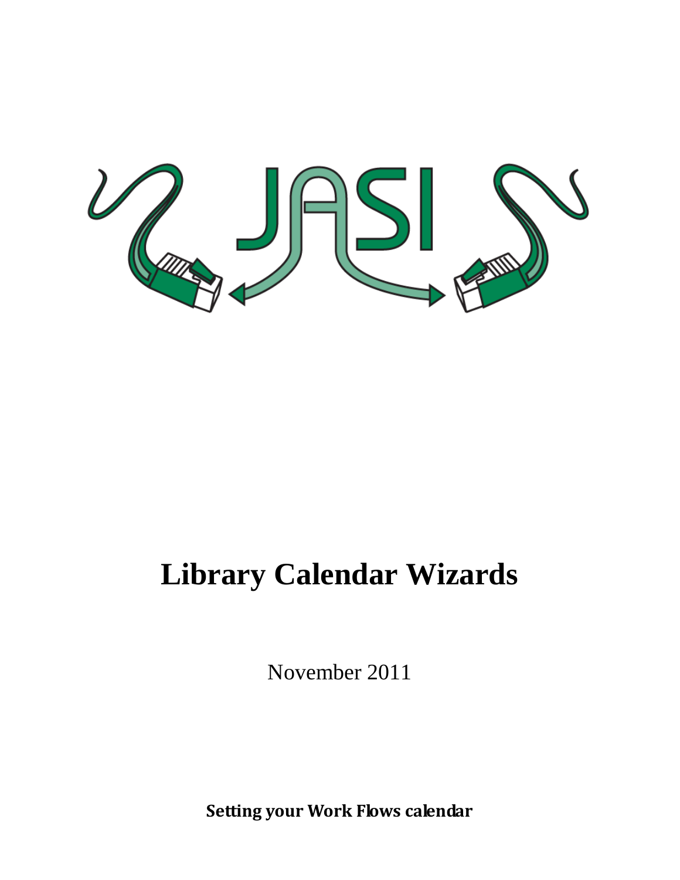JASI

# Library Calendar Wizards

November 2011

**Setting your Work Flows calendar**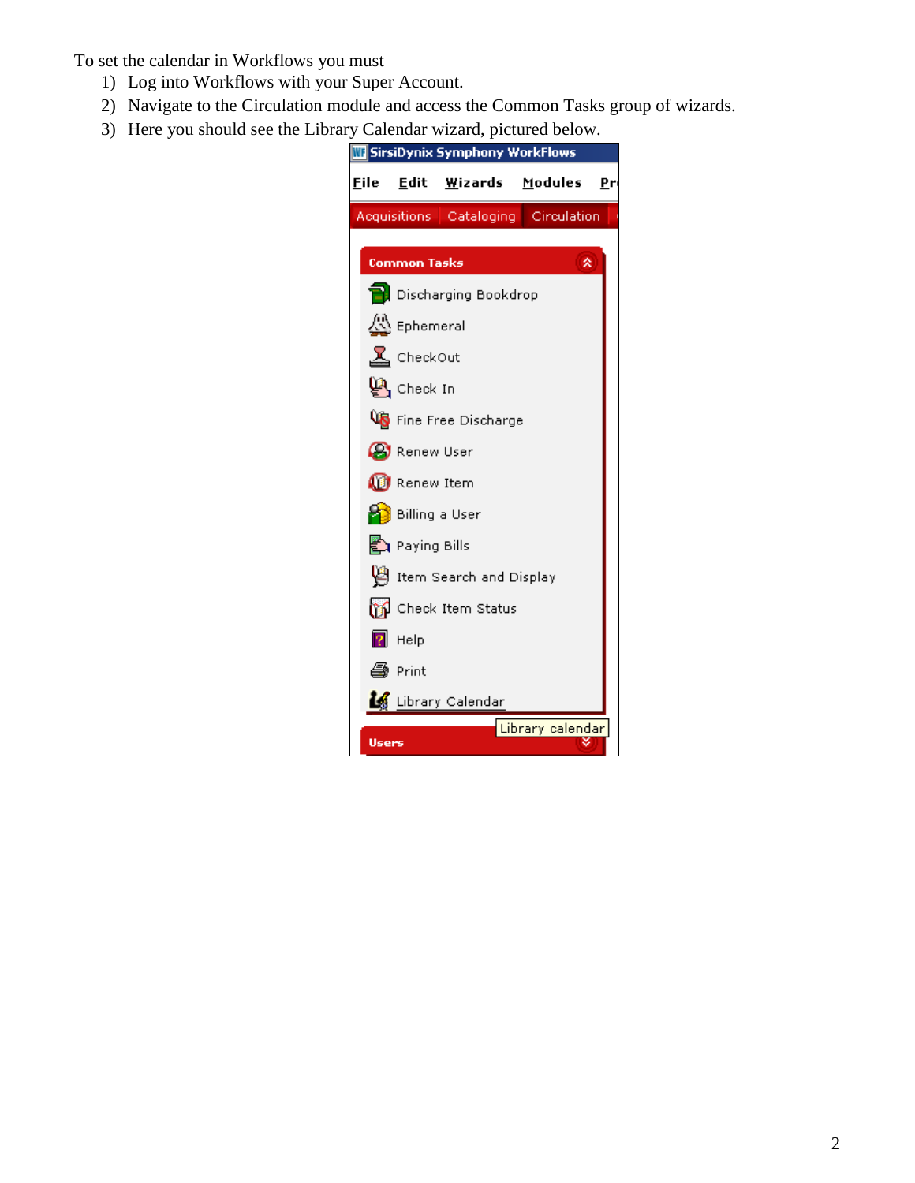To set the calendar in Workflows you must

1) Log into Workflows with your Super Account.
2) Navigate to the Circulation module and access the Common Tasks group of wizards.
3) Here you should see the Library Calendar wizard, pictured below.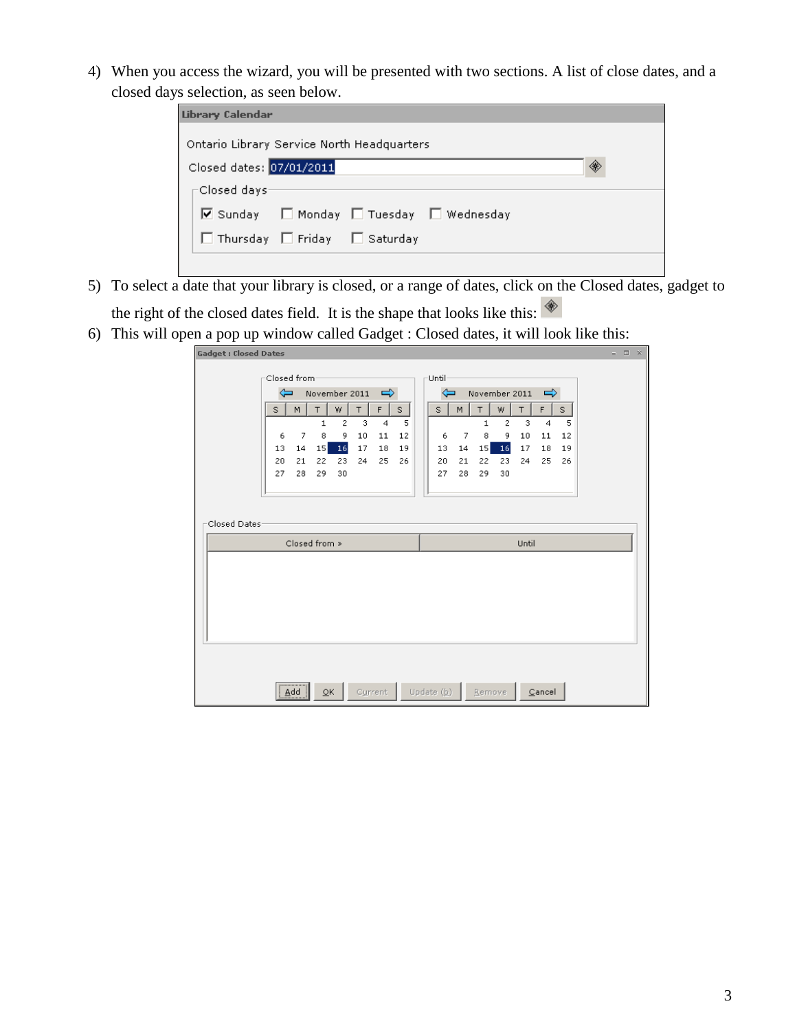4) When you access the wizard, you will be presented with two sections. A list of close dates, and a closed days selection, as seen below.

5) To select a date that your library is closed, or a range of dates, click on the Closed dates, gadget to the right of the closed dates field. It is the shape that looks like this:

6) This will open a pop up window called Gadget : Closed dates, it will look like this: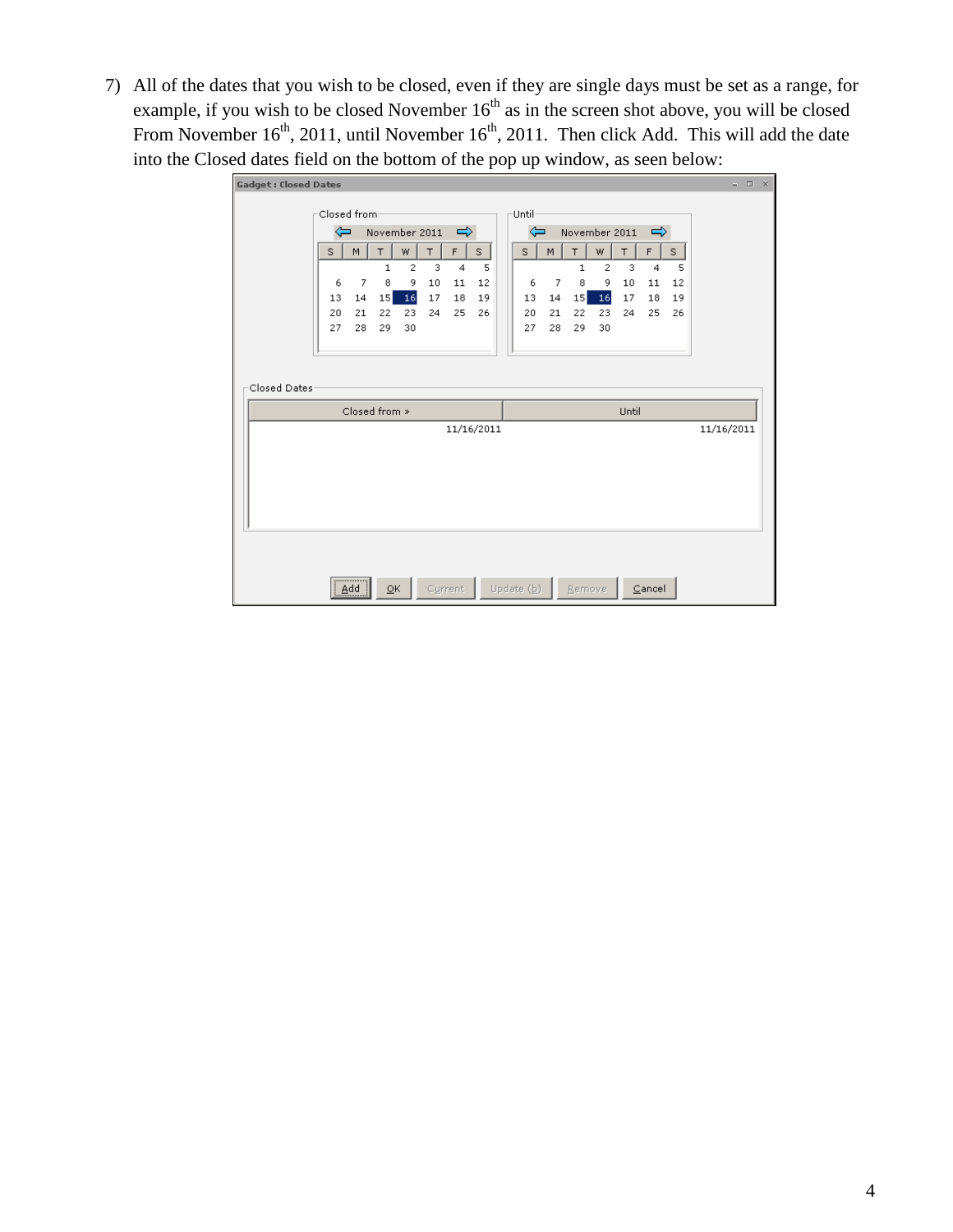7) All of the dates that you wish to be closed, even if they are single days must be set as a range, for example, if you wish to be closed November 16$^{th}$ as in the screen shot above, you will be closed From November 16$^{th}$, 2011, until November 16$^{th}$, 2011. Then click Add. This will add the date into the Closed dates field on the bottom of the pop up window, as seen below: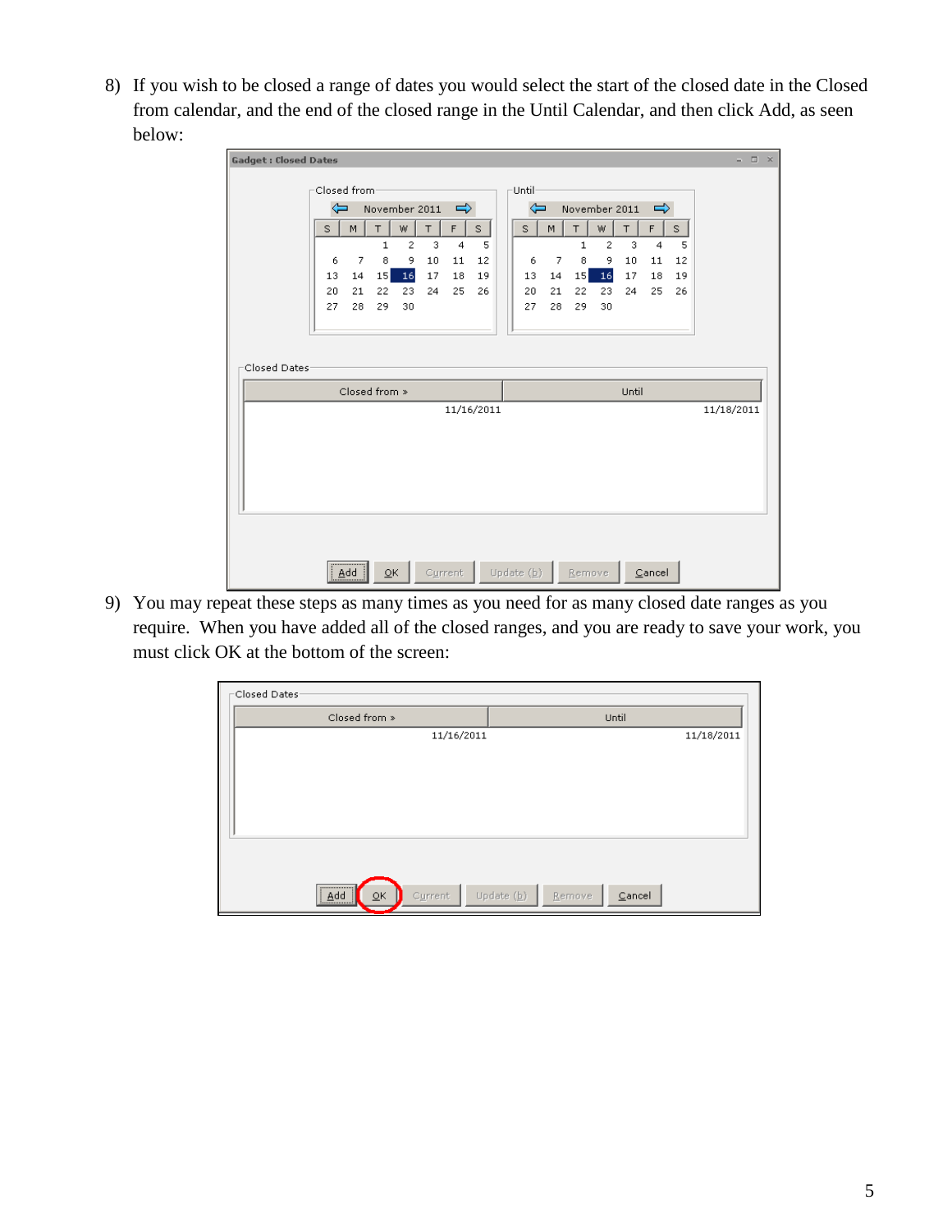8) If you wish to be closed a range of dates you would select the start of the closed date in the Closed from calendar, and the end of the closed range in the Until Calendar, and then click Add, as seen below:

9) You may repeat these steps as many times as you need for as many closed date ranges as you require. When you have added all of the closed ranges, and you are ready to save your work, you must click OK at the bottom of the screen: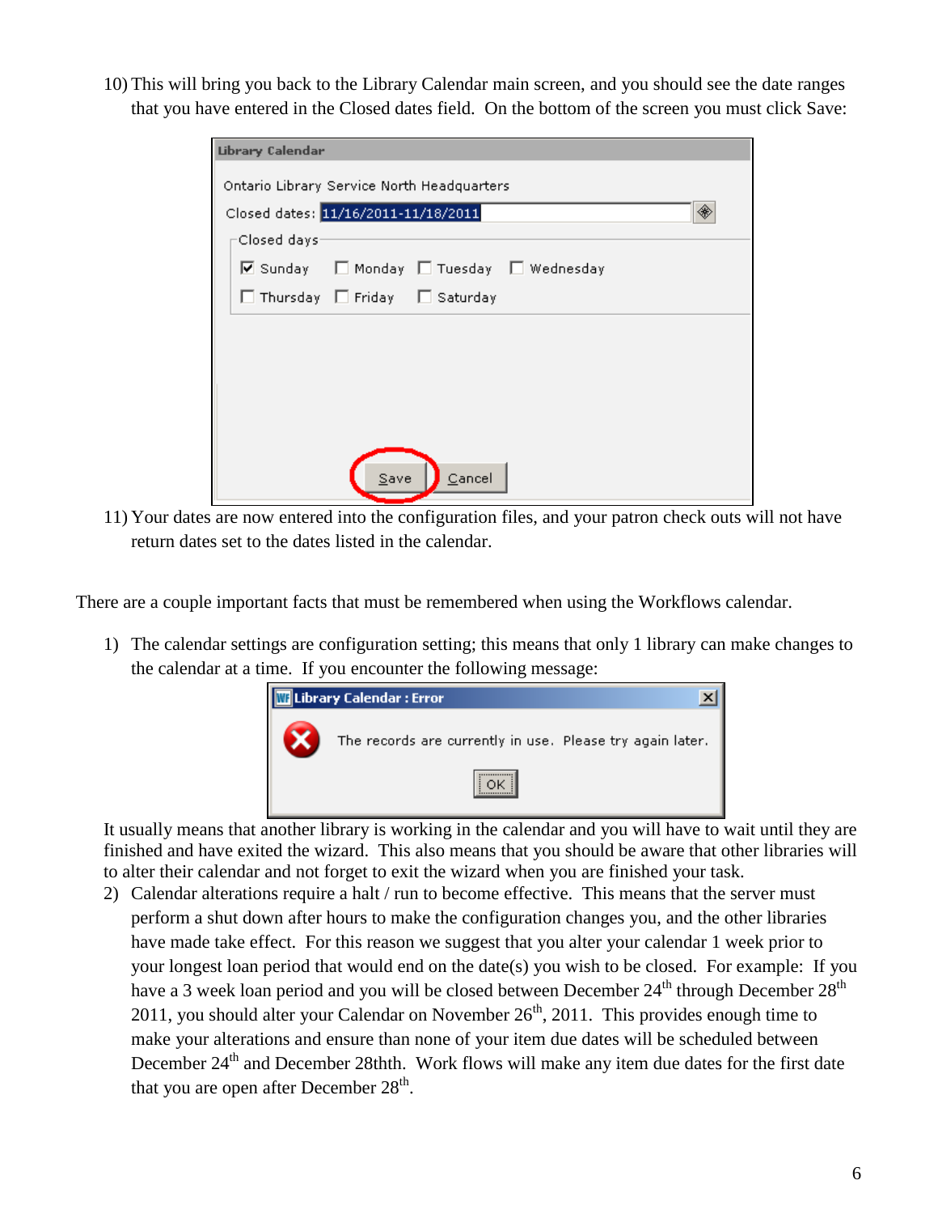10) This will bring you back to the Library Calendar main screen, and you should see the date ranges that you have entered in the Closed dates field. On the bottom of the screen you must click Save:

11) Your dates are now entered into the configuration files, and your patron check outs will not have return dates set to the dates listed in the calendar.

There are a couple important facts that must be remembered when using the Workflows calendar.

1) The calendar settings are configuration setting; this means that only 1 library can make changes to the calendar at a time. If you encounter the following message:

It usually means that another library is working in the calendar and you will have to wait until they are finished and have exited the wizard. This also means that you should be aware that other libraries will to alter their calendar and not forget to exit the wizard when you are finished your task.

2) Calendar alterations require a halt / run to become effective. This means that the server must perform a shut down after hours to make the configuration changes you, and the other libraries have made take effect. For this reason we suggest that you alter your calendar 1 week prior to your longest loan period that would end on the date(s) you wish to be closed. For example: If you have a 3 week loan period and you will be closed between December 24th through December 28th 2011, you should alter your Calendar on November 26th, 2011. This provides enough time to make your alterations and ensure than none of your item due dates will be scheduled between December 24th and December 28thth. Work flows will make any item due dates for the first date that you are open after December 28th.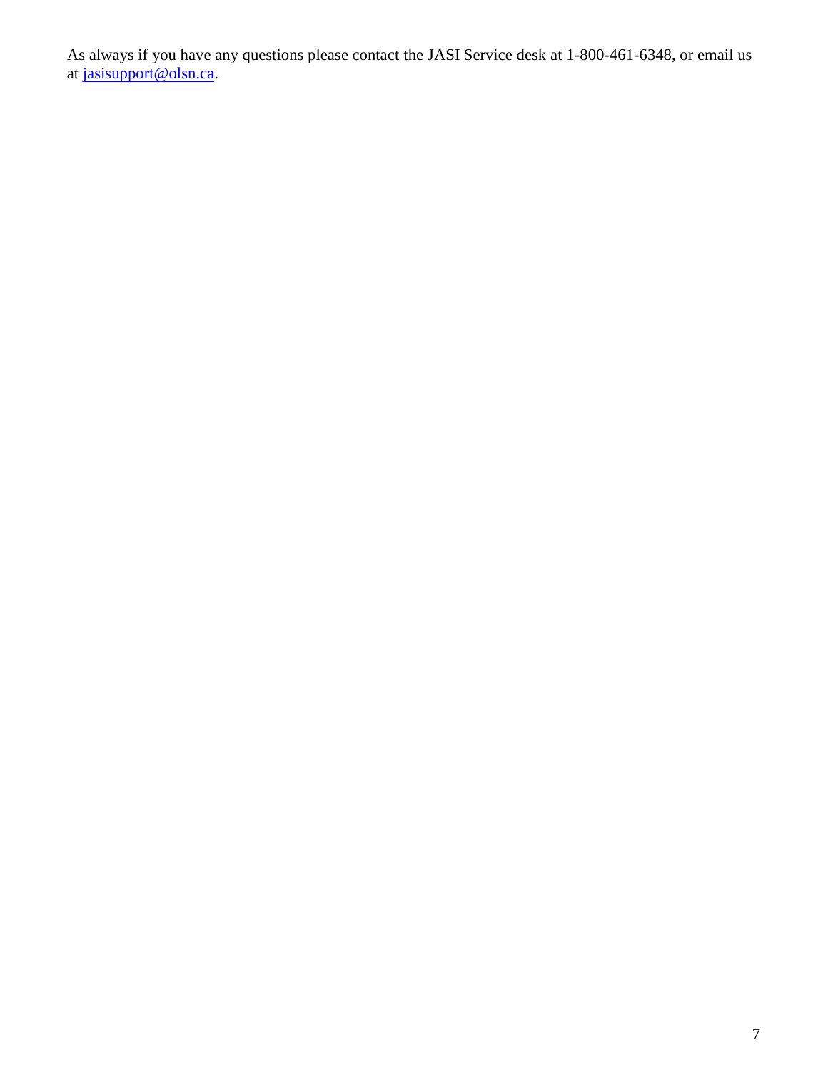As always if you have any questions please contact the JASI Service desk at 1-800-461-6348, or email us at jasisupport@olsn.ca.